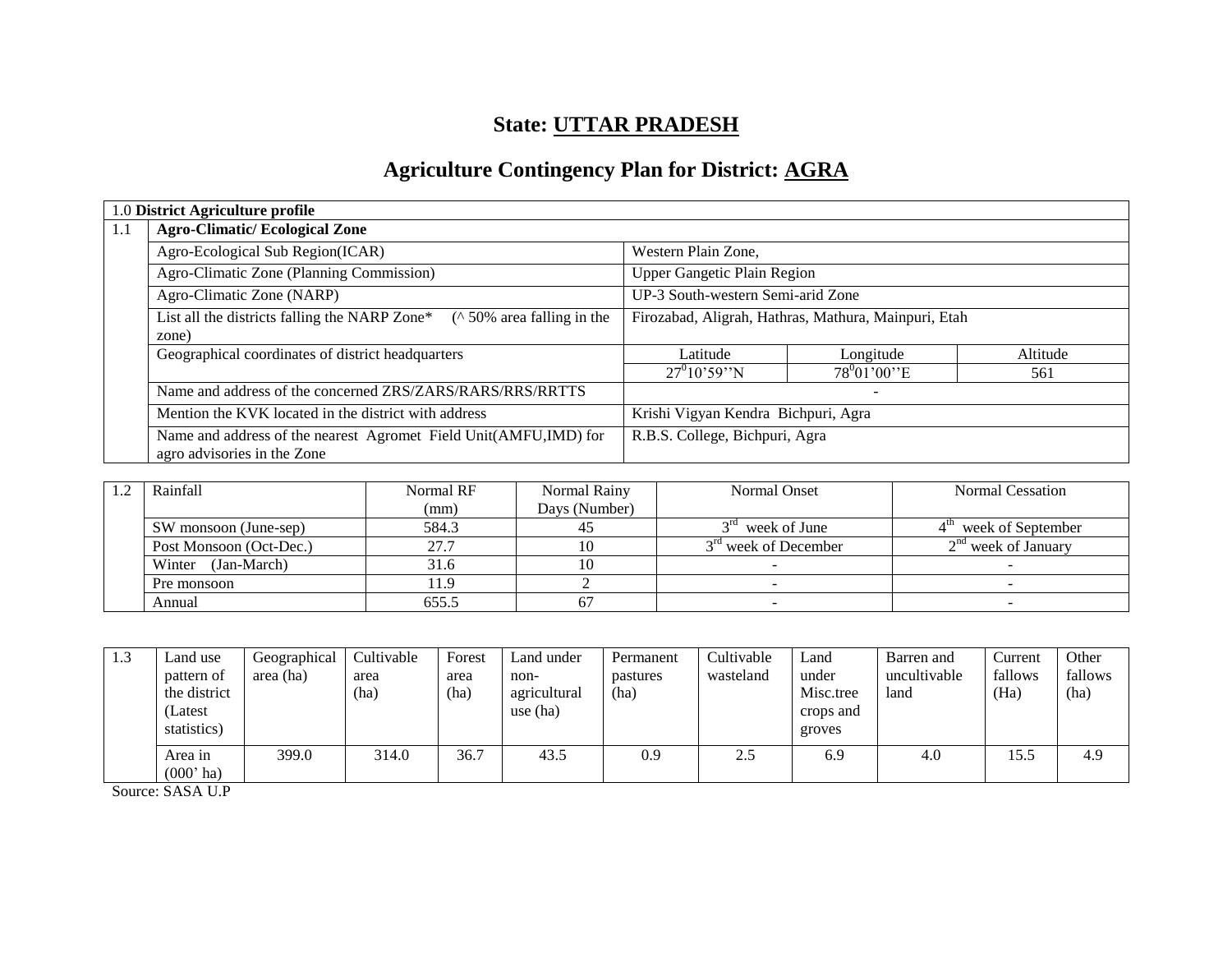# State: UTTAR PRADESH

## Agriculture Contingency Plan for District: AGRA

| 1.0 **District Agriculture profile** | | | | |
|---|---|---|---|---|
| 1.1 | **Agro-Climatic/ Ecological Zone** | | | |
| | Agro-Ecological Sub Region(ICAR) | Western Plain Zone, | | |
| | Agro-Climatic Zone (Planning Commission) | Upper Gangetic Plain Region | | |
| | Agro-Climatic Zone (NARP) | UP-3 South-western Semi-arid Zone | | |
| | List all the districts falling the NARP Zone* (^ 50% area falling in the zone) | Firozabad, Aligrah, Hathras, Mathura, Mainpuri, Etah | | |
| | Geographical coordinates of district headquarters | Latitude | Longitude | Altitude |
| | | $27^0 10'59''$N | $78^0 01'00''$E | 561 |
| | Name and address of the concerned ZRS/ZARS/RARS/RRS/RRTTS | - | | |
| | Mention the KVK located in the district with address | Krishi Vigyan Kendra Bichpuri, Agra | | |
| | Name and address of the nearest Agromet Field Unit(AMFU,IMD) for agro advisories in the Zone | R.B.S. College, Bichpuri, Agra | | |

| 1.2 | Rainfall | Normal RF (mm) | Normal Rainy Days (Number) | Normal Onset | Normal Cessation |
|---|---|---|---|---|---|
| | SW monsoon (June-sep) | 584.3 | 45 | 3rd week of June | 4th week of September |
| | Post Monsoon (Oct-Dec.) | 27.7 | 10 | 3rd week of December | 2nd week of January |
| | Winter (Jan-March) | 31.6 | 10 | - | - |
| | Pre monsoon | 11.9 | 2 | - | - |
| | Annual | 655.5 | 67 | - | - |

| 1.3 | Land use pattern of the district (Latest statistics) | Geographical area (ha) | Cultivable area (ha) | Forest area (ha) | Land under non-agricultural use (ha) | Permanent pastures (ha) | Cultivable wasteland | Land under Misc.tree crops and groves | Barren and uncultivable land | Current fallows (Ha) | Other fallows (ha) |
|---|---|---|---|---|---|---|---|---|---|---|---|
| | Area in (000' ha) | 399.0 | 314.0 | 36.7 | 43.5 | 0.9 | 2.5 | 6.9 | 4.0 | 15.5 | 4.9 |

Source: SASA U.P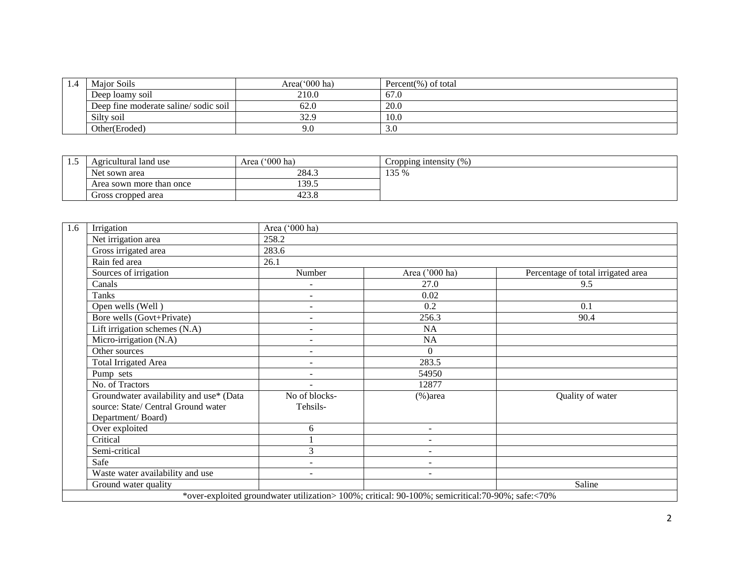| 1.4 | Major Soils | Area('000 ha) | Percent(%) of total |
|---|---|---|---|
| | Deep loamy soil | 210.0 | 67.0 |
| | Deep fine moderate saline/ sodic soil | 62.0 | 20.0 |
| | Silty soil | 32.9 | 10.0 |
| | Other(Eroded) | 9.0 | 3.0 |

| 1.5 | Agricultural land use | Area ('000 ha) | Cropping intensity (%) |
|---|---|---|---|
| | Net sown area | 284.3 | 135 % |
| | Area sown more than once | 139.5 | |
| | Gross cropped area | 423.8 | |

| 1.6 | Irrigation | Area ('000 ha) | | |
|---|---|---|---|---|
| | Net irrigation area | 258.2 | | |
| | Gross irrigated area | 283.6 | | |
| | Rain fed area | 26.1 | | |
| | Sources of irrigation | Number | Area ('000 ha) | Percentage of total irrigated area |
| | Canals | - | 27.0 | 9.5 |
| | Tanks | - | 0.02 | |
| | Open wells (Well ) | - | 0.2 | 0.1 |
| | Bore wells (Govt+Private) | - | 256.3 | 90.4 |
| | Lift irrigation schemes (N.A) | - | NA | |
| | Micro-irrigation (N.A) | - | NA | |
| | Other sources | - | 0 | |
| | Total Irrigated Area | - | 283.5 | |
| | Pump sets | - | 54950 | |
| | No. of Tractors | - | 12877 | |
| | Groundwater availability and use* (Data source: State/ Central Ground water Department/ Board) | No of blocks-Tehsils- | (%)area | Quality of water |
| | Over exploited | 6 | - | |
| | Critical | 1 | - | |
| | Semi-critical | 3 | - | |
| | Safe | - | - | |
| | Waste water availability and use | - | - | |
| | Ground water quality | | | Saline |
| | *over-exploited groundwater utilization> 100%; critical: 90-100%; semicritical:70-90%; safe:<70% | | | |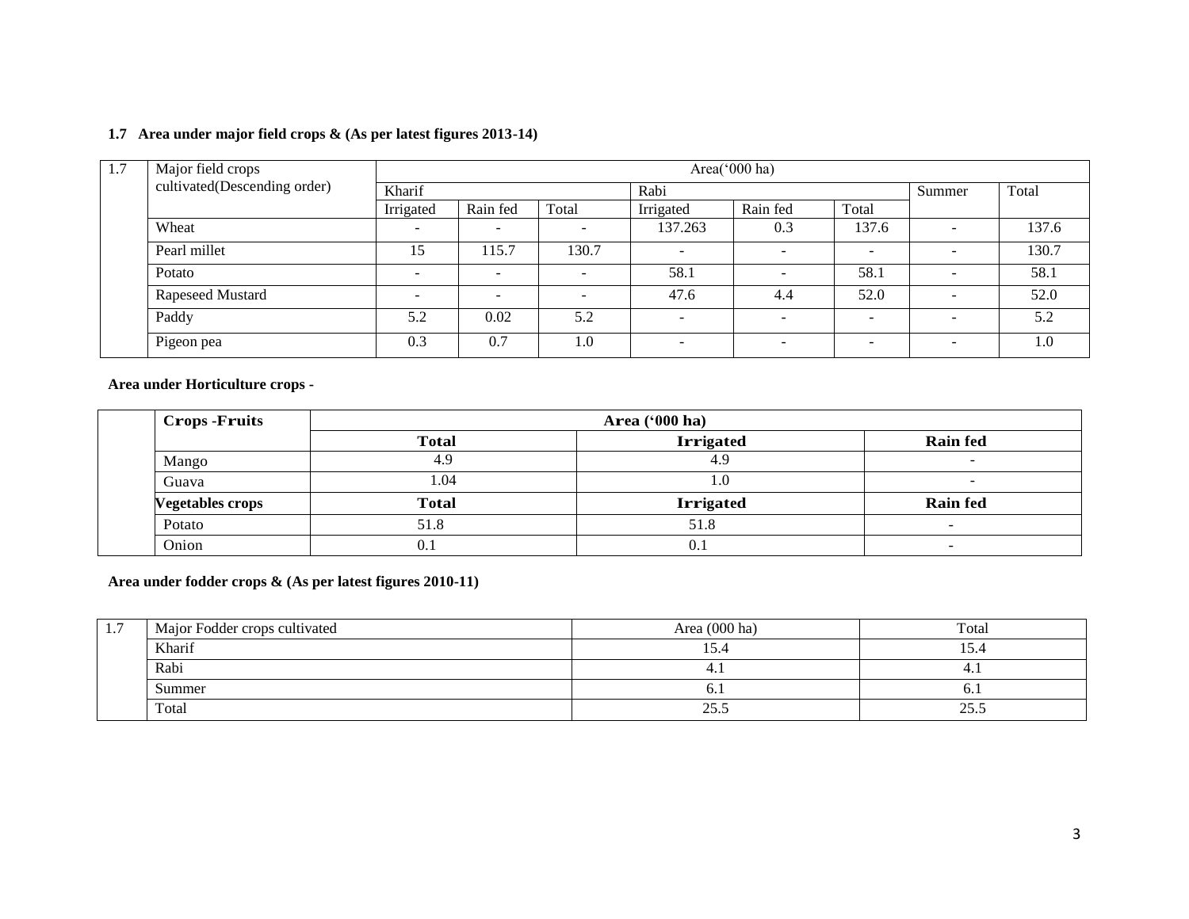**1.7 Area under major field crops & (As per latest figures 2013-14)**

| 1.7 | Major field crops cultivated(Descending order) | Area('000 ha) | | | | | | | |
|---|---|---|---|---|---|---|---|---|---|
| | | Kharif | | | Rabi | | | Summer | Total |
| | | Irrigated | Rain fed | Total | Irrigated | Rain fed | Total | | |
| | Wheat | - | - | - | 137.263 | 0.3 | 137.6 | - | 137.6 |
| | Pearl millet | 15 | 115.7 | 130.7 | - | - | - | - | 130.7 |
| | Potato | - | - | - | 58.1 | - | 58.1 | - | 58.1 |
| | Rapeseed Mustard | - | - | - | 47.6 | 4.4 | 52.0 | - | 52.0 |
| | Paddy | 5.2 | 0.02 | 5.2 | - | - | - | - | 5.2 |
| | Pigeon pea | 0.3 | 0.7 | 1.0 | - | - | - | - | 1.0 |

**Area under Horticulture crops -**

| | Crops -Fruits | Area ('000 ha) | | |
|---|---|---|---|---|
| | | **Total** | **Irrigated** | **Rain fed** |
| | Mango | 4.9 | 4.9 | - |
| | Guava | 1.04 | 1.0 | - |
| | **Vegetables crops** | **Total** | **Irrigated** | **Rain fed** |
| | Potato | 51.8 | 51.8 | - |
| | Onion | 0.1 | 0.1 | - |

**Area under fodder crops & (As per latest figures 2010-11)**

| 1.7 | Major Fodder crops cultivated | Area (000 ha) | Total |
|---|---|---|---|
| | Kharif | 15.4 | 15.4 |
| | Rabi | 4.1 | 4.1 |
| | Summer | 6.1 | 6.1 |
| | Total | 25.5 | 25.5 |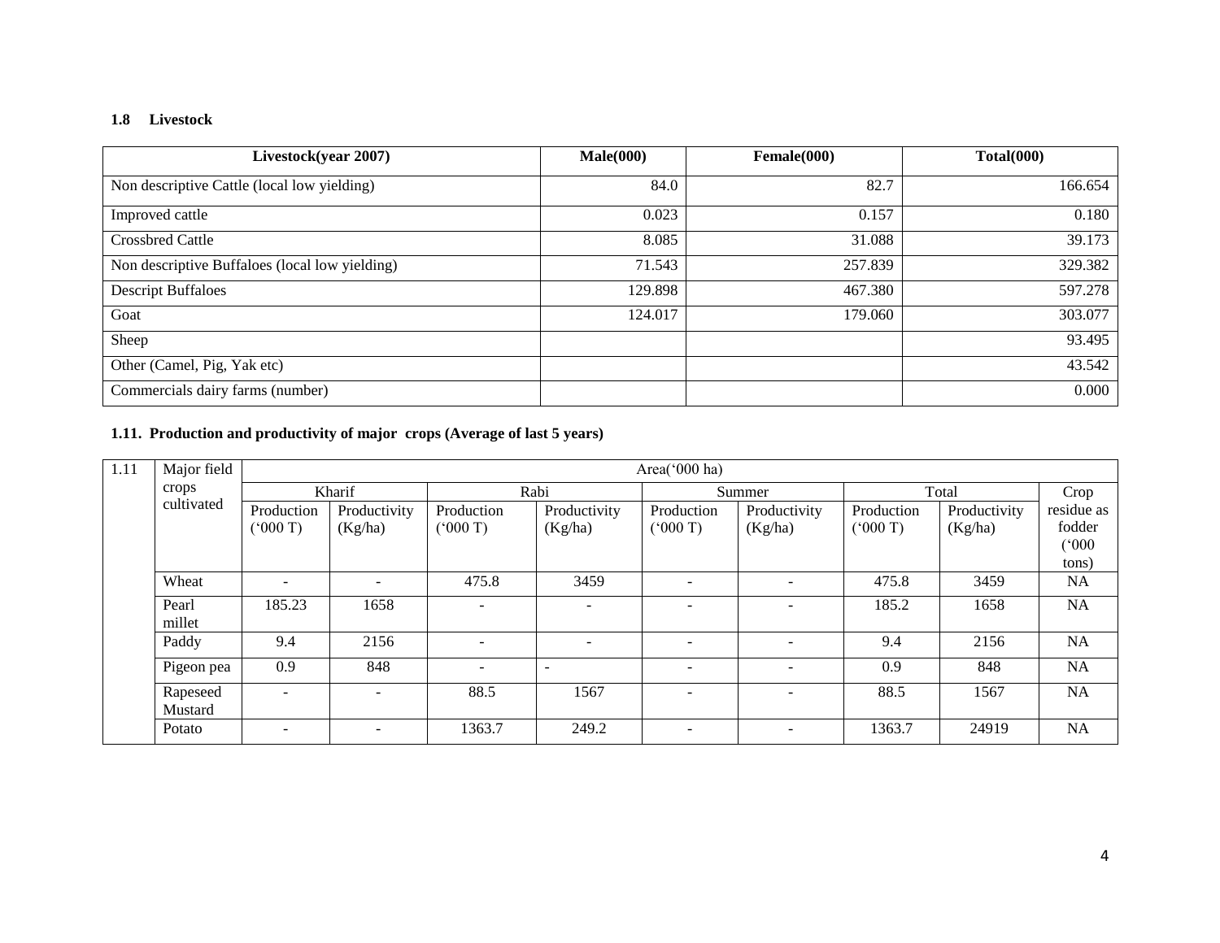**1.8 Livestock**

| Livestock(year 2007) | Male(000) | Female(000) | Total(000) |
|---|---|---|---|
| Non descriptive Cattle (local low yielding) | 84.0 | 82.7 | 166.654 |
| Improved cattle | 0.023 | 0.157 | 0.180 |
| Crossbred Cattle | 8.085 | 31.088 | 39.173 |
| Non descriptive Buffaloes (local low yielding) | 71.543 | 257.839 | 329.382 |
| Descript Buffaloes | 129.898 | 467.380 | 597.278 |
| Goat | 124.017 | 179.060 | 303.077 |
| Sheep | | | 93.495 |
| Other (Camel, Pig, Yak etc) | | | 43.542 |
| Commercials dairy farms (number) | | | 0.000 |

**1.11. Production and productivity of major crops (Average of last 5 years)**

| 1.11 | Major field crops cultivated | Area('000 ha) | | | | | | | | |
|---|---|---|---|---|---|---|---|---|---|---|
| | | Kharif | | Rabi | | Summer | | Total | | Crop residue as fodder ('000 tons) |
| | | Production ('000 T) | Productivity (Kg/ha) | Production ('000 T) | Productivity (Kg/ha) | Production ('000 T) | Productivity (Kg/ha) | Production ('000 T) | Productivity (Kg/ha) | |
| | Wheat | - | - | 475.8 | 3459 | - | - | 475.8 | 3459 | NA |
| | Pearl millet | 185.23 | 1658 | - | - | - | - | 185.2 | 1658 | NA |
| | Paddy | 9.4 | 2156 | - | - | - | - | 9.4 | 2156 | NA |
| | Pigeon pea | 0.9 | 848 | - | - | - | - | 0.9 | 848 | NA |
| | Rapeseed Mustard | - | - | 88.5 | 1567 | - | - | 88.5 | 1567 | NA |
| | Potato | - | - | 1363.7 | 249.2 | - | - | 1363.7 | 24919 | NA |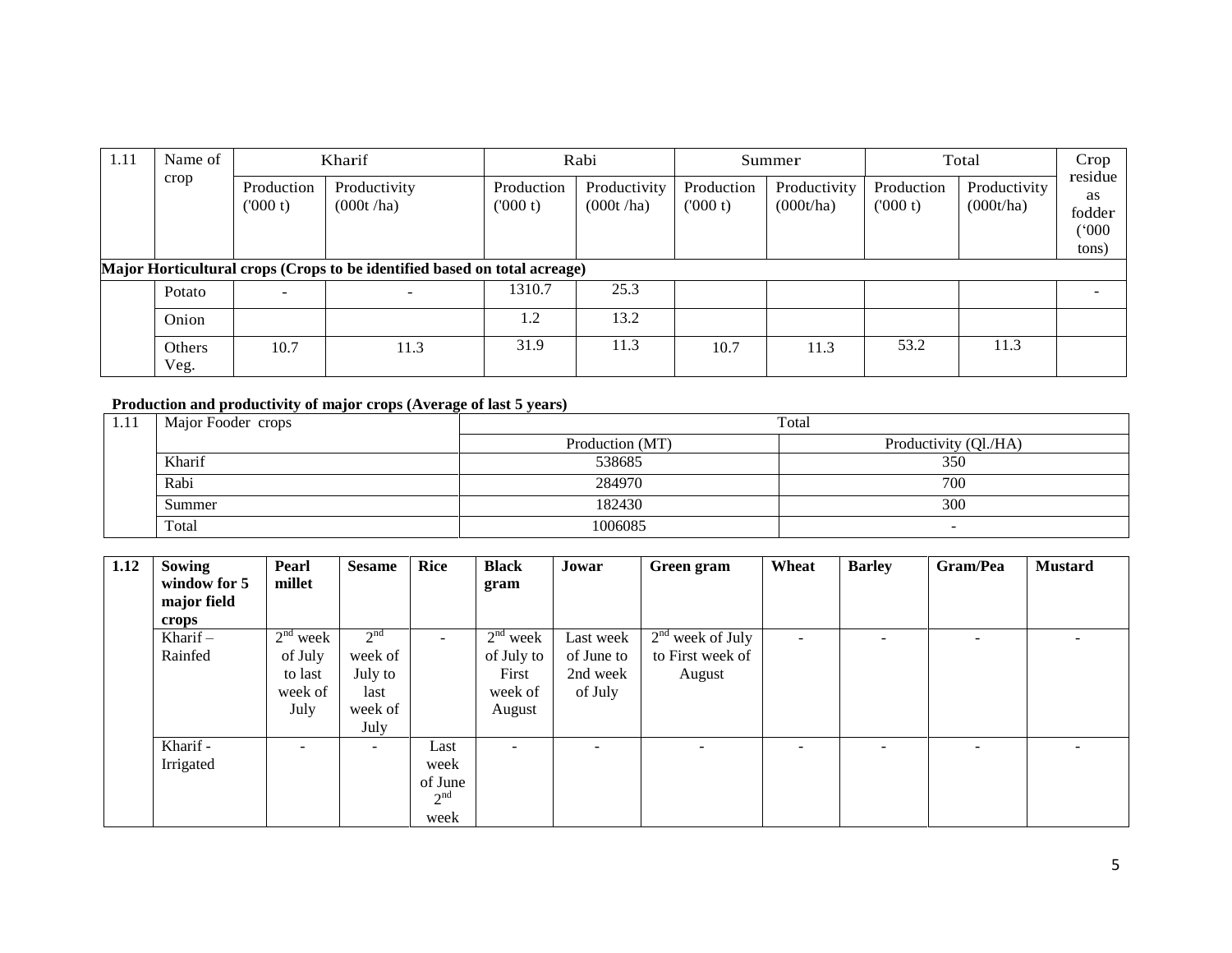| 1.11 | Name of crop | Kharif | | Rabi | | Summer | | Total | | Crop residue as fodder ('000 tons) |
|---|---|---|---|---|---|---|---|---|---|---|
| | | Production ('000 t) | Productivity (000t /ha) | Production ('000 t) | Productivity (000t /ha) | Production ('000 t) | Productivity (000t/ha) | Production ('000 t) | Productivity (000t/ha) | |
| **Major Horticultural crops (Crops to be identified based on total acreage)** | | | | | | | | | | |
| | Potato | - | - | 1310.7 | 25.3 | | | | | - |
| | Onion | | | 1.2 | 13.2 | | | | | |
| | Others Veg. | 10.7 | 11.3 | 31.9 | 11.3 | 10.7 | 11.3 | 53.2 | 11.3 | |

**Production and productivity of major crops (Average of last 5 years)**

| 1.11 | Major Fooder crops | Total | |
|---|---|---|---|
| | | Production (MT) | Productivity (Ql./HA) |
| | Kharif | 538685 | 350 |
| | Rabi | 284970 | 700 |
| | Summer | 182430 | 300 |
| | Total | 1006085 | - |

| 1.12 | Sowing window for 5 major field crops | Pearl millet | Sesame | Rice | Black gram | Jowar | Green gram | Wheat | Barley | Gram/Pea | Mustard |
|---|---|---|---|---|---|---|---|---|---|---|---|
| | Kharif – Rainfed | 2nd week of July to last week of July | 2nd week of July to last week of July | - | 2nd week of July to First week of August | Last week of June to 2nd week of July | 2nd week of July to First week of August | - | - | - | - |
| | Kharif - Irrigated | - | - | Last week of June 2nd week | - | - | - | - | - | - | - |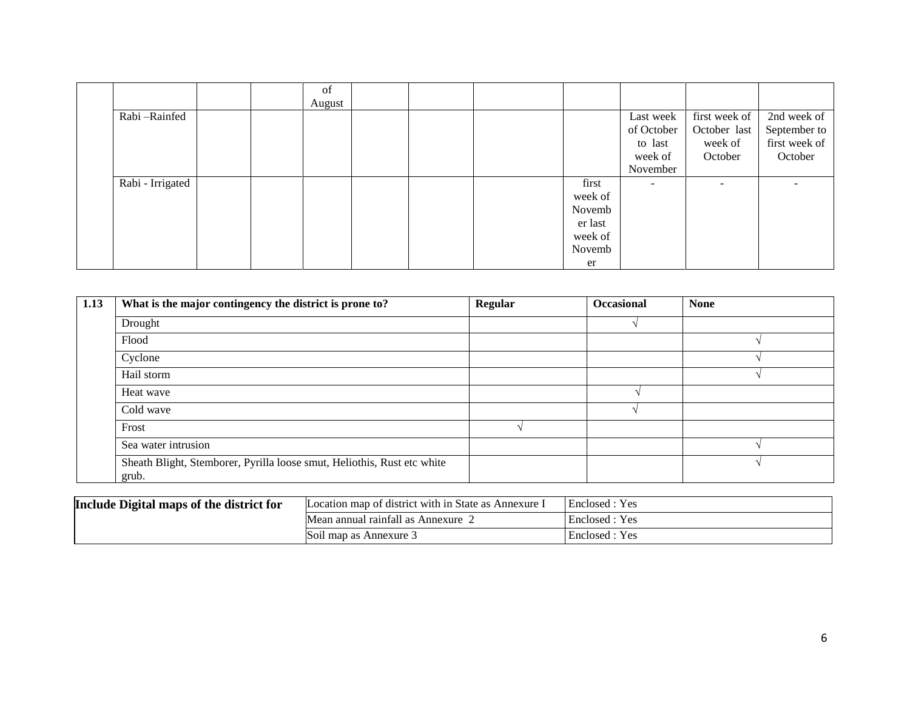| | | | | of August | | | | | | | |
|---|---|---|---|---|---|---|---|---|---|---|---|
| | Rabi –Rainfed | | | | | | | | Last week of October to last week of November | first week of October last week of October | 2nd week of September to first week of October |
| | Rabi - Irrigated | | | | | | | first week of November last week of November | - | - | - |

| 1.13 | What is the major contingency the district is prone to? | Regular | Occasional | None |
|---|---|---|---|---|
| | Drought | | √ | |
| | Flood | | | √ |
| | Cyclone | | | √ |
| | Hail storm | | | √ |
| | Heat wave | | √ | |
| | Cold wave | | √ | |
| | Frost | √ | | |
| | Sea water intrusion | | | √ |
| | Sheath Blight, Stemborer, Pyrilla loose smut, Heliothis, Rust etc white grub. | | | √ |

| **Include Digital maps of the district for** | Location map of district with in State as Annexure I | Enclosed : Yes |
|---|---|---|
| | Mean annual rainfall as Annexure 2 | Enclosed : Yes |
| | Soil map as Annexure 3 | Enclosed : Yes |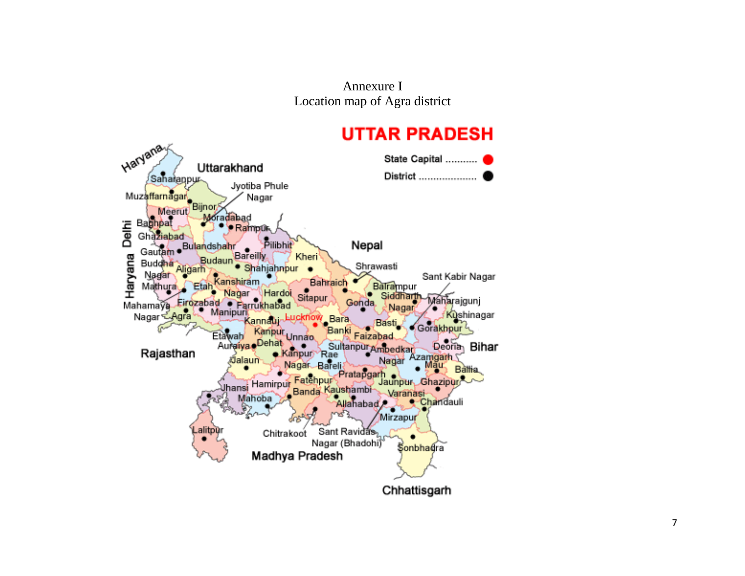Annexure I

Location map of Agra district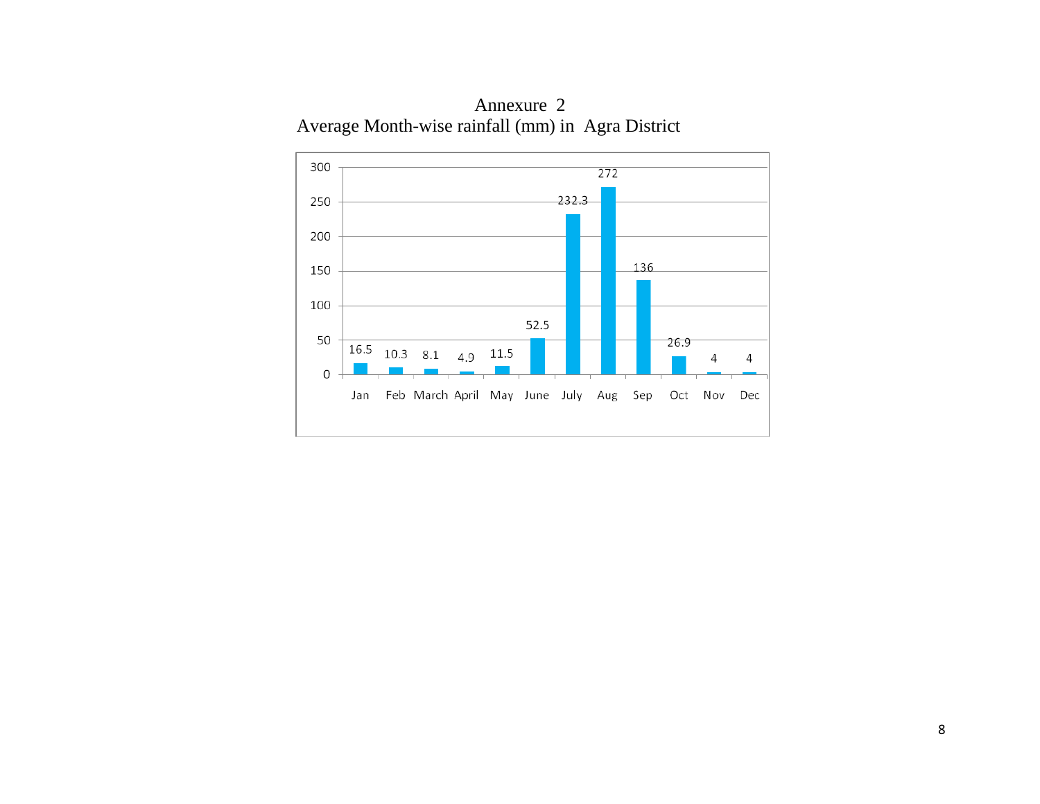# Annexure 2

## Average Month-wise rainfall (mm) in Agra District

| Month | Rainfall (mm) |
|---|---|
| Jan | 16.5 |
| Feb | 10.3 |
| March | 8.1 |
| April | 4.9 |
| May | 11.5 |
| June | 52.5 |
| July | 232.3 |
| Aug | 272 |
| Sep | 136 |
| Oct | 26.9 |
| Nov | 4 |
| Dec | 4 |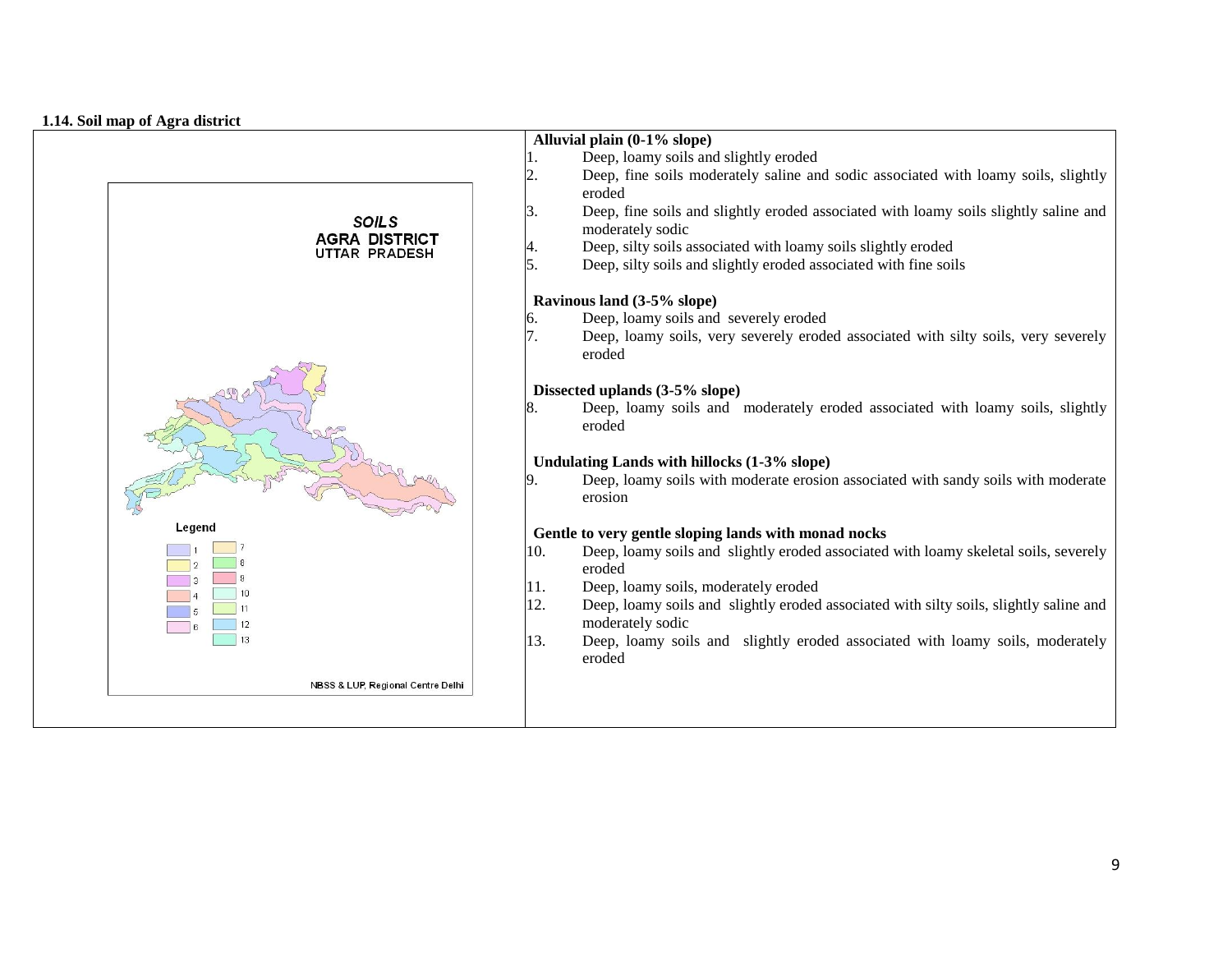**1.14. Soil map of Agra district**

**Alluvial plain (0-1% slope)**

1. Deep, loamy soils and slightly eroded
2. Deep, fine soils moderately saline and sodic associated with loamy soils, slightly eroded
3. Deep, fine soils and slightly eroded associated with loamy soils slightly saline and moderately sodic
4. Deep, silty soils associated with loamy soils slightly eroded
5. Deep, silty soils and slightly eroded associated with fine soils

**Ravinous land (3-5% slope)**

6. Deep, loamy soils and severely eroded
7. Deep, loamy soils, very severely eroded associated with silty soils, very severely eroded

**Dissected uplands (3-5% slope)**

8. Deep, loamy soils and moderately eroded associated with loamy soils, slightly eroded

**Undulating Lands with hillocks (1-3% slope)**

9. Deep, loamy soils with moderate erosion associated with sandy soils with moderate erosion

**Gentle to very gentle sloping lands with monad nocks**

10. Deep, loamy soils and slightly eroded associated with loamy skeletal soils, severely eroded
11. Deep, loamy soils, moderately eroded
12. Deep, loamy soils and slightly eroded associated with silty soils, slightly saline and moderately sodic
13. Deep, loamy soils and slightly eroded associated with loamy soils, moderately eroded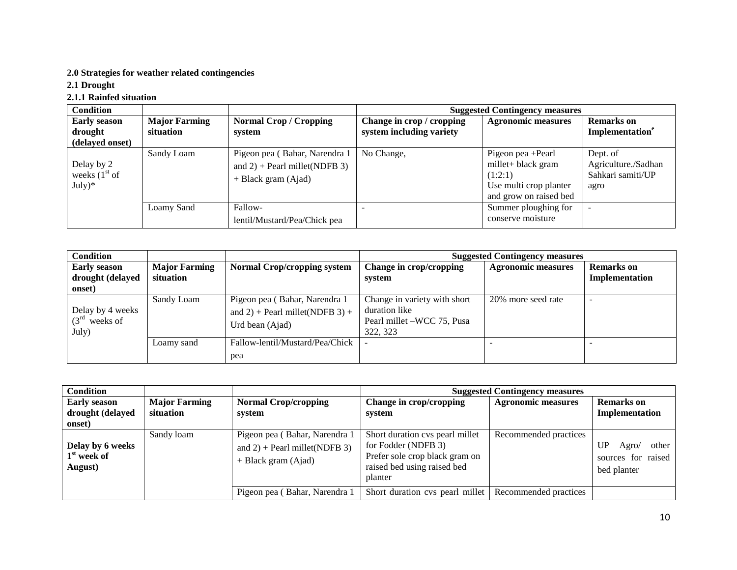**2.0 Strategies for weather related contingencies**

**2.1 Drought**

**2.1.1 Rainfed situation**

| Condition | | | Suggested Contingency measures | | |
|---|---|---|---|---|---|
| **Early season drought (delayed onset)** | **Major Farming situation** | **Normal Crop / Cropping system** | **Change in crop / cropping system including variety** | **Agronomic measures** | **Remarks on Implementation**[e] |
| Delay by 2 weeks (1[st] of July)* | Sandy Loam | Pigeon pea ( Bahar, Narendra 1 and 2) + Pearl millet(NDFB 3) + Black gram (Ajad) | No Change, | Pigeon pea +Pearl millet+ black gram (1:2:1) Use multi crop planter and grow on raised bed | Dept. of Agriculture./Sadhan Sahkari samiti/UP agro |
| | Loamy Sand | Fallow-lentil/Mustard/Pea/Chick pea | - | Summer ploughing for conserve moisture | - |

| Condition | | | Suggested Contingency measures | | |
|---|---|---|---|---|---|
| **Early season drought (delayed onset)** | **Major Farming situation** | **Normal Crop/cropping system** | **Change in crop/cropping system** | **Agronomic measures** | **Remarks on Implementation** |
| Delay by 4 weeks (3[rd] weeks of July) | Sandy Loam | Pigeon pea ( Bahar, Narendra 1 and 2) + Pearl millet(NDFB 3) + Urd bean (Ajad) | Change in variety with short duration like Pearl millet –WCC 75, Pusa 322, 323 | 20% more seed rate | - |
| | Loamy sand | Fallow-lentil/Mustard/Pea/Chick pea | - | - | - |

| Condition | | | Suggested Contingency measures | | |
|---|---|---|---|---|---|
| **Early season drought (delayed onset)** | **Major Farming situation** | **Normal Crop/cropping system** | **Change in crop/cropping system** | **Agronomic measures** | **Remarks on Implementation** |
| **Delay by 6 weeks 1[st] week of August)** | Sandy loam | Pigeon pea ( Bahar, Narendra 1 and 2) + Pearl millet(NDFB 3) + Black gram (Ajad) | Short duration cvs pearl millet for Fodder (NDFB 3) Prefer sole crop black gram on raised bed using raised bed planter | Recommended practices | UP Agro/ other sources for raised bed planter |
| | | Pigeon pea ( Bahar, Narendra 1 | Short duration cvs pearl millet | Recommended practices | |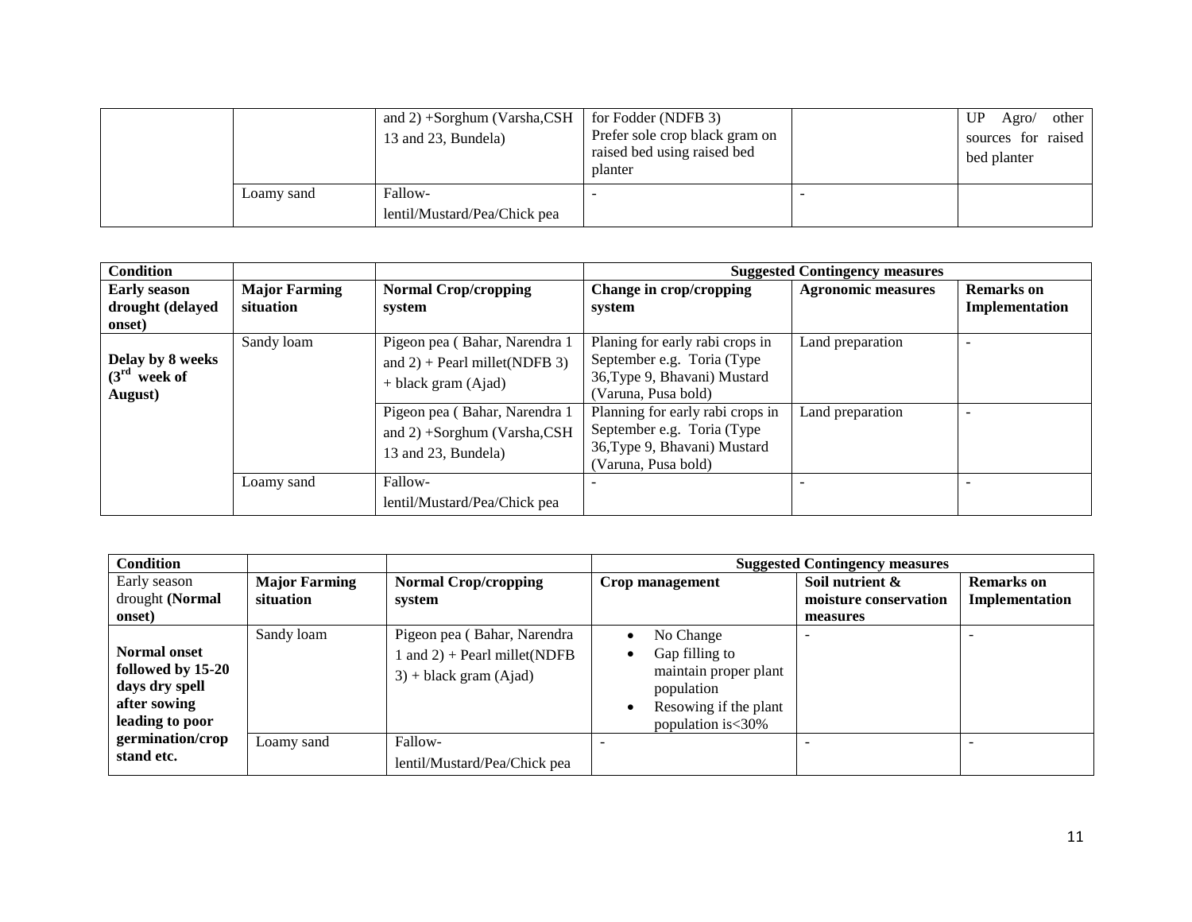| | | | | | |
|---|---|---|---|---|---|
| | | and 2) +Sorghum (Varsha,CSH 13 and 23, Bundela) | for Fodder (NDFB 3) Prefer sole crop black gram on raised bed using raised bed planter | | UP Agro/ other sources for raised bed planter |
| | Loamy sand | Fallow- lentil/Mustard/Pea/Chick pea | - | - | |

| Condition | | | Suggested Contingency measures | | |
|---|---|---|---|---|---|
| **Early season drought (delayed onset)** | **Major Farming situation** | **Normal Crop/cropping system** | **Change in crop/cropping system** | **Agronomic measures** | **Remarks on Implementation** |
| **Delay by 8 weeks (3rd week of August)** | Sandy loam | Pigeon pea ( Bahar, Narendra 1 and 2) + Pearl millet(NDFB 3) + black gram (Ajad) | Planing for early rabi crops in September e.g. Toria (Type 36,Type 9, Bhavani) Mustard (Varuna, Pusa bold) | Land preparation | - |
| | | Pigeon pea ( Bahar, Narendra 1 and 2) +Sorghum (Varsha,CSH 13 and 23, Bundela) | Planning for early rabi crops in September e.g. Toria (Type 36,Type 9, Bhavani) Mustard (Varuna, Pusa bold) | Land preparation | - |
| | Loamy sand | Fallow- lentil/Mustard/Pea/Chick pea | - | - | - |

| Condition | | | Suggested Contingency measures | | |
|---|---|---|---|---|---|
| Early season drought **(Normal onset)** | **Major Farming situation** | **Normal Crop/cropping system** | **Crop management** | **Soil nutrient & moisture conservation measures** | **Remarks on Implementation** |
| **Normal onset followed by 15-20 days dry spell after sowing leading to poor germination/crop stand etc.** | Sandy loam | Pigeon pea ( Bahar, Narendra 1 and 2) + Pearl millet(NDFB 3) + black gram (Ajad) | • No Change<br>• Gap filling to maintain proper plant population<br>• Resowing if the plant population is<30% | - | - |
| | Loamy sand | Fallow- lentil/Mustard/Pea/Chick pea | - | - | - |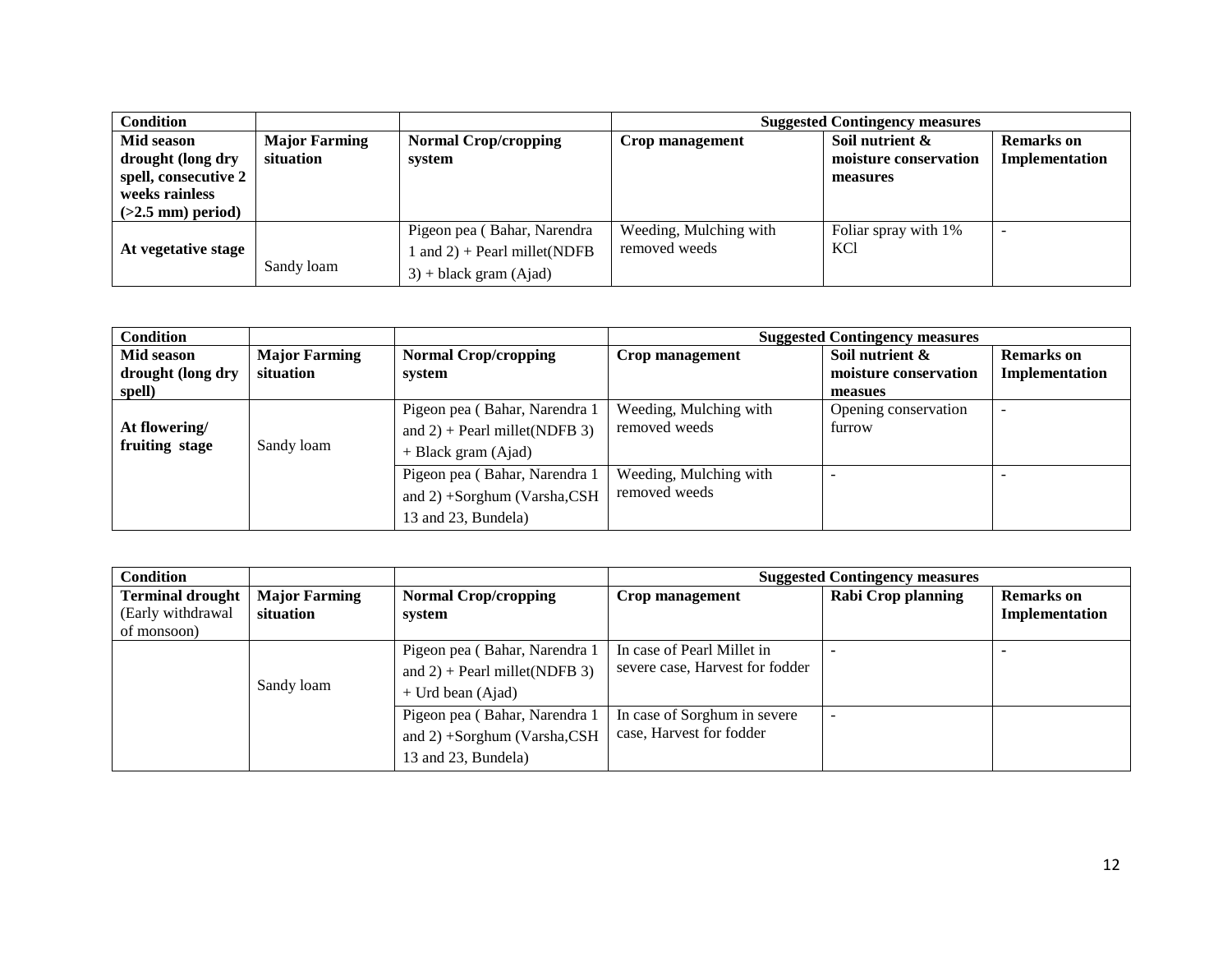| Condition | | | Suggested Contingency measures | | |
|---|---|---|---|---|---|
| **Mid season drought (long dry spell, consecutive 2 weeks rainless (>2.5 mm) period)** | **Major Farming situation** | **Normal Crop/cropping system** | **Crop management** | **Soil nutrient & moisture conservation measures** | **Remarks on Implementation** |
| **At vegetative stage** | Sandy loam | Pigeon pea ( Bahar, Narendra 1 and 2) + Pearl millet(NDFB 3) + black gram (Ajad) | Weeding, Mulching with removed weeds | Foliar spray with 1% KCl | - |

| Condition | | | Suggested Contingency measures | | |
|---|---|---|---|---|---|
| **Mid season drought (long dry spell)** | **Major Farming situation** | **Normal Crop/cropping system** | **Crop management** | **Soil nutrient & moisture conservation measues** | **Remarks on Implementation** |
| **At flowering/ fruiting stage** | Sandy loam | Pigeon pea ( Bahar, Narendra 1 and 2) + Pearl millet(NDFB 3) + Black gram (Ajad) | Weeding, Mulching with removed weeds | Opening conservation furrow | - |
| | | Pigeon pea ( Bahar, Narendra 1 and 2) +Sorghum (Varsha,CSH 13 and 23, Bundela) | Weeding, Mulching with removed weeds | - | - |

| Condition | | | Suggested Contingency measures | | |
|---|---|---|---|---|---|
| **Terminal drought** (Early withdrawal of monsoon) | **Major Farming situation** | **Normal Crop/cropping system** | **Crop management** | **Rabi Crop planning** | **Remarks on Implementation** |
| | Sandy loam | Pigeon pea ( Bahar, Narendra 1 and 2) + Pearl millet(NDFB 3) + Urd bean (Ajad) | In case of Pearl Millet in severe case, Harvest for fodder | - | - |
| | | Pigeon pea ( Bahar, Narendra 1 and 2) +Sorghum (Varsha,CSH 13 and 23, Bundela) | In case of Sorghum in severe case, Harvest for fodder | - | |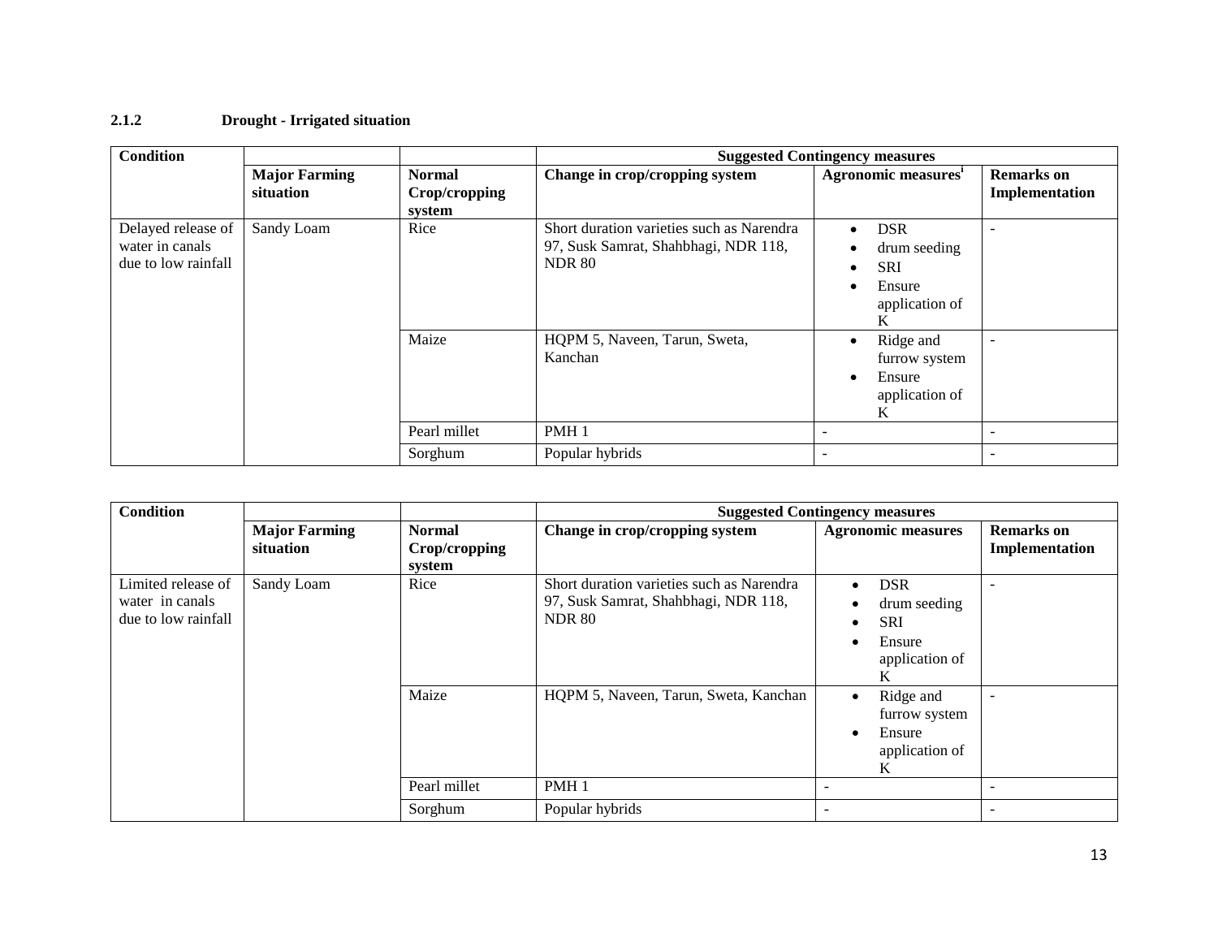### 2.1.2 Drought - Irrigated situation

| Condition | | | Suggested Contingency measures | | |
|---|---|---|---|---|---|
| | Major Farming situation | Normal Crop/cropping system | Change in crop/cropping system | Agronomic measures[i] | Remarks on Implementation |
| Delayed release of water in canals due to low rainfall | Sandy Loam | Rice | Short duration varieties such as Narendra 97, Susk Samrat, Shahbhagi, NDR 118, NDR 80 | • DSR<br>• drum seeding<br>• SRI<br>• Ensure application of K | - |
| | | Maize | HQPM 5, Naveen, Tarun, Sweta, Kanchan | • Ridge and furrow system<br>• Ensure application of K | - |
| | | Pearl millet | PMH 1 | - | - |
| | | Sorghum | Popular hybrids | - | - |

| Condition | | | Suggested Contingency measures | | |
|---|---|---|---|---|---|
| | Major Farming situation | Normal Crop/cropping system | Change in crop/cropping system | Agronomic measures | Remarks on Implementation |
| Limited release of water in canals due to low rainfall | Sandy Loam | Rice | Short duration varieties such as Narendra 97, Susk Samrat, Shahbhagi, NDR 118, NDR 80 | • DSR<br>• drum seeding<br>• SRI<br>• Ensure application of K | - |
| | | Maize | HQPM 5, Naveen, Tarun, Sweta, Kanchan | • Ridge and furrow system<br>• Ensure application of K | - |
| | | Pearl millet | PMH 1 | - | - |
| | | Sorghum | Popular hybrids | - | - |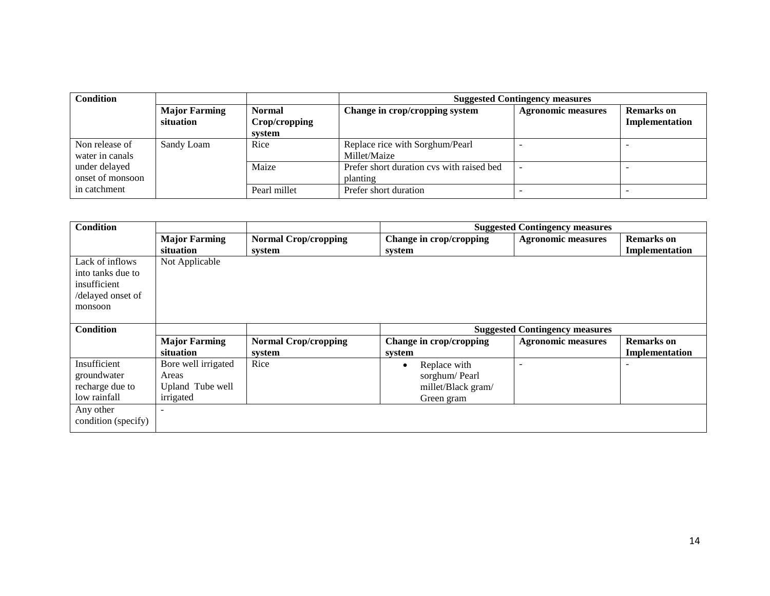| Condition | | | Suggested Contingency measures | | |
|---|---|---|---|---|---|
| | Major Farming situation | Normal Crop/cropping system | Change in crop/cropping system | Agronomic measures | Remarks on Implementation |
| Non release of water in canals under delayed onset of monsoon in catchment | Sandy Loam | Rice | Replace rice with Sorghum/Pearl Millet/Maize | - | - |
| | | Maize | Prefer short duration cvs with raised bed planting | - | - |
| | | Pearl millet | Prefer short duration | - | - |

| Condition | | | Suggested Contingency measures | | |
|---|---|---|---|---|---|
| | Major Farming situation | Normal Crop/cropping system | Change in crop/cropping system | Agronomic measures | Remarks on Implementation |
| Lack of inflows into tanks due to insufficient /delayed onset of monsoon | Not Applicable | | | | |

| Condition | | | Suggested Contingency measures | | |
|---|---|---|---|---|---|
| | Major Farming situation | Normal Crop/cropping system | Change in crop/cropping system | Agronomic measures | Remarks on Implementation |
| Insufficient groundwater recharge due to low rainfall | Bore well irrigated Areas<br>Upland Tube well irrigated | Rice | • Replace with sorghum/ Pearl millet/Black gram/ Green gram | - | - |
| Any other condition (specify) | - | | | | |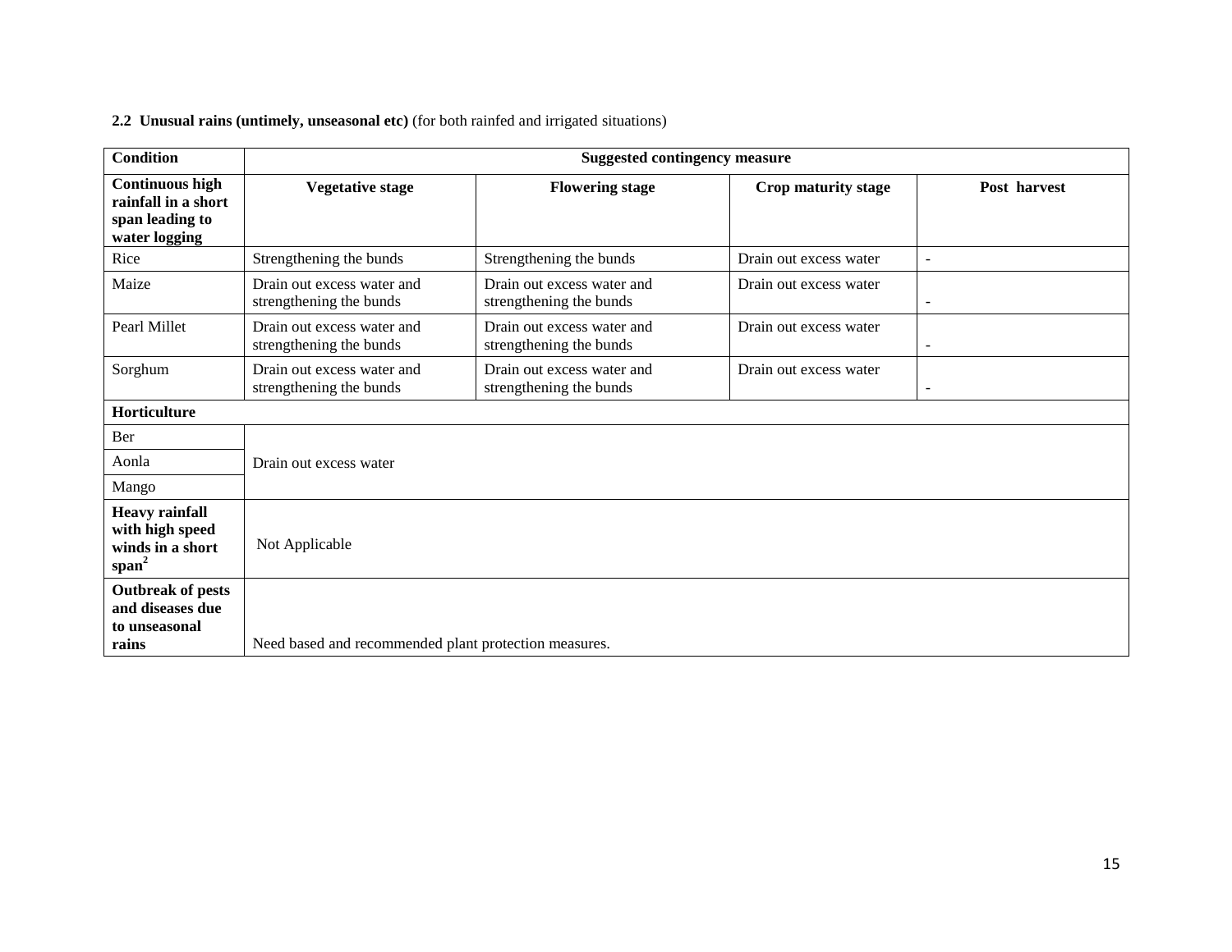**2.2 Unusual rains (untimely, unseasonal etc)** (for both rainfed and irrigated situations)

| Condition | Suggested contingency measure | | | |
|---|---|---|---|---|
| **Continuous high rainfall in a short span leading to water logging** | **Vegetative stage** | **Flowering stage** | **Crop maturity stage** | **Post harvest** |
| Rice | Strengthening the bunds | Strengthening the bunds | Drain out excess water | - |
| Maize | Drain out excess water and strengthening the bunds | Drain out excess water and strengthening the bunds | Drain out excess water | - |
| Pearl Millet | Drain out excess water and strengthening the bunds | Drain out excess water and strengthening the bunds | Drain out excess water | - |
| Sorghum | Drain out excess water and strengthening the bunds | Drain out excess water and strengthening the bunds | Drain out excess water | - |
| **Horticulture** | | | | |
| Ber | Drain out excess water | | | |
| Aonla | | | | |
| Mango | | | | |
| **Heavy rainfall with high speed winds in a short span[2]** | Not Applicable | | | |
| **Outbreak of pests and diseases due to unseasonal rains** | Need based and recommended plant protection measures. | | | |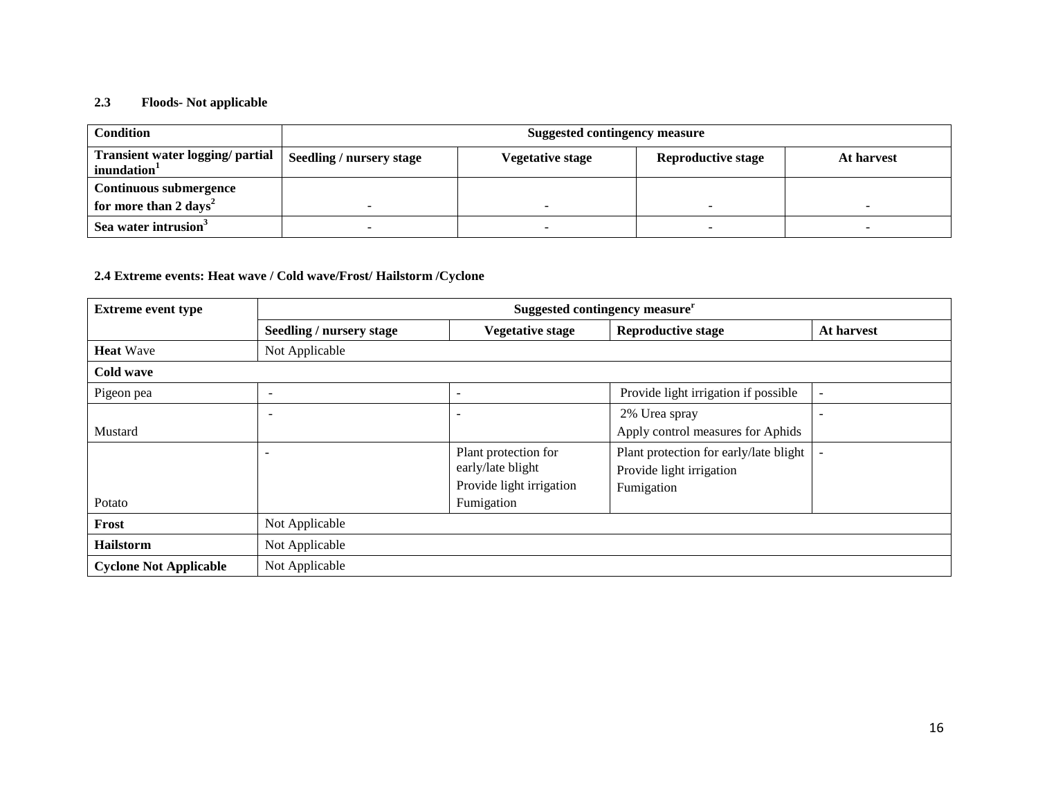### 2.3 Floods- Not applicable

| Condition | Suggested contingency measure | | | |
|---|---|---|---|---|
| Transient water logging/ partial inundation[1] | Seedling / nursery stage | Vegetative stage | Reproductive stage | At harvest |
| Continuous submergence for more than 2 days[2] | - | - | - | - |
| Sea water intrusion[3] | - | - | - | - |

### 2.4 Extreme events: Heat wave / Cold wave/Frost/ Hailstorm /Cyclone

| Extreme event type | Suggested contingency measure[r] | | | |
|---|---|---|---|---|
| | Seedling / nursery stage | Vegetative stage | Reproductive stage | At harvest |
| **Heat** Wave | Not Applicable | | | |
| **Cold wave** | | | | |
| Pigeon pea | - | - | Provide light irrigation if possible | - |
| Mustard | - | - | 2% Urea spray<br>Apply control measures for Aphids | - |
| Potato | - | Plant protection for early/late blight<br>Provide light irrigation<br>Fumigation | Plant protection for early/late blight<br>Provide light irrigation<br>Fumigation | - |
| **Frost** | Not Applicable | | | |
| **Hailstorm** | Not Applicable | | | |
| **Cyclone Not Applicable** | Not Applicable | | | |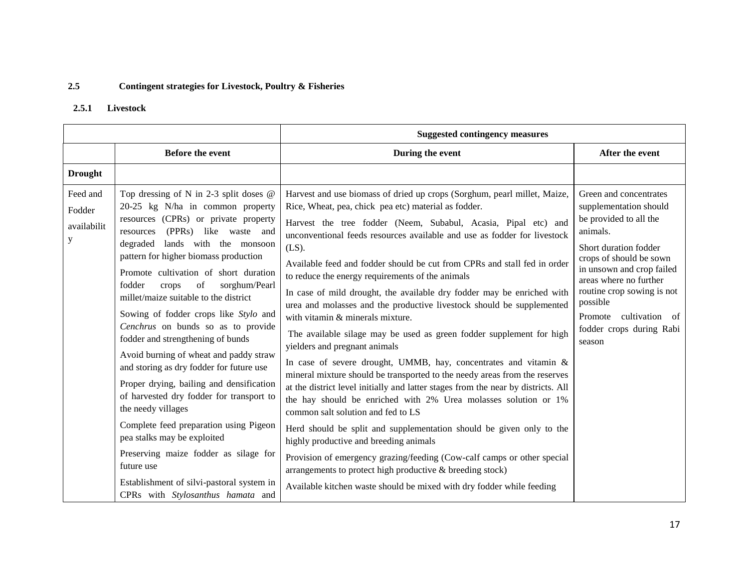**2.5 Contingent strategies for Livestock, Poultry & Fisheries**

**2.5.1 Livestock**

| | | Suggested contingency measures | |
|---|---|---|---|
| | **Before the event** | **During the event** | **After the event** |
| **Drought** | | | |
| Feed and Fodder availability | Top dressing of N in 2-3 split doses @ 20-25 kg N/ha in common property resources (CPRs) or private property resources (PPRs) like waste and degraded lands with the monsoon pattern for higher biomass production<br>Promote cultivation of short duration fodder crops of sorghum/Pearl millet/maize suitable to the district<br>Sowing of fodder crops like *Stylo* and *Cenchrus* on bunds so as to provide fodder and strengthening of bunds<br>Avoid burning of wheat and paddy straw and storing as dry fodder for future use<br>Proper drying, bailing and densification of harvested dry fodder for transport to the needy villages<br>Complete feed preparation using Pigeon pea stalks may be exploited<br>Preserving maize fodder as silage for future use<br>Establishment of silvi-pastoral system in CPRs with *Stylosanthus hamata* and | Harvest and use biomass of dried up crops (Sorghum, pearl millet, Maize, Rice, Wheat, pea, chick pea etc) material as fodder.<br>Harvest the tree fodder (Neem, Subabul, Acasia, Pipal etc) and unconventional feeds resources available and use as fodder for livestock (LS).<br>Available feed and fodder should be cut from CPRs and stall fed in order to reduce the energy requirements of the animals<br>In case of mild drought, the available dry fodder may be enriched with urea and molasses and the productive livestock should be supplemented with vitamin & minerals mixture.<br>The available silage may be used as green fodder supplement for high yielders and pregnant animals<br>In case of severe drought, UMMB, hay, concentrates and vitamin & mineral mixture should be transported to the needy areas from the reserves at the district level initially and latter stages from the near by districts. All the hay should be enriched with 2% Urea molasses solution or 1% common salt solution and fed to LS<br>Herd should be split and supplementation should be given only to the highly productive and breeding animals<br>Provision of emergency grazing/feeding (Cow-calf camps or other special arrangements to protect high productive & breeding stock)<br>Available kitchen waste should be mixed with dry fodder while feeding | Green and concentrates supplementation should be provided to all the animals.<br>Short duration fodder crops of should be sown in unsown and crop failed areas where no further routine crop sowing is not possible<br>Promote cultivation of fodder crops during Rabi season |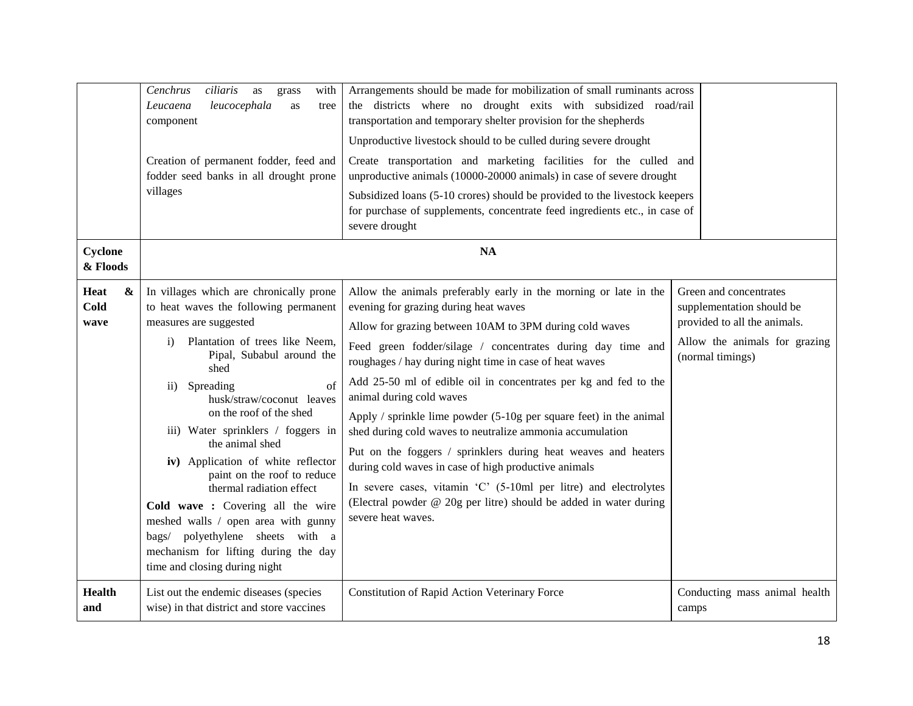| | | | |
|---|---|---|---|
| | *Cenchrus ciliaris* as grass with *Leucaena leucocephala* as tree component<br><br>Creation of permanent fodder, feed and fodder seed banks in all drought prone villages | Arrangements should be made for mobilization of small ruminants across the districts where no drought exits with subsidized road/rail transportation and temporary shelter provision for the shepherds<br><br>Unproductive livestock should to be culled during severe drought<br><br>Create transportation and marketing facilities for the culled and unproductive animals (10000-20000 animals) in case of severe drought<br><br>Subsidized loans (5-10 crores) should be provided to the livestock keepers for purchase of supplements, concentrate feed ingredients etc., in case of severe drought | |
| **Cyclone & Floods** | | **NA** | |
| **Heat & Cold wave** | In villages which are chronically prone to heat waves the following permanent measures are suggested<br>i) Plantation of trees like Neem, Pipal, Subabul around the shed<br>ii) Spreading of husk/straw/coconut leaves on the roof of the shed<br>iii) Water sprinklers / foggers in the animal shed<br>**iv)** Application of white reflector paint on the roof to reduce thermal radiation effect<br><br>**Cold wave :** Covering all the wire meshed walls / open area with gunny bags/ polyethylene sheets with a mechanism for lifting during the day time and closing during night | Allow the animals preferably early in the morning or late in the evening for grazing during heat waves<br><br>Allow for grazing between 10AM to 3PM during cold waves<br><br>Feed green fodder/silage / concentrates during day time and roughages / hay during night time in case of heat waves<br><br>Add 25-50 ml of edible oil in concentrates per kg and fed to the animal during cold waves<br><br>Apply / sprinkle lime powder (5-10g per square feet) in the animal shed during cold waves to neutralize ammonia accumulation<br><br>Put on the foggers / sprinklers during heat weaves and heaters during cold waves in case of high productive animals<br><br>In severe cases, vitamin 'C' (5-10ml per litre) and electrolytes (Electral powder @ 20g per litre) should be added in water during severe heat waves. | Green and concentrates supplementation should be provided to all the animals.<br><br>Allow the animals for grazing (normal timings) |
| **Health and** | List out the endemic diseases (species wise) in that district and store vaccines | Constitution of Rapid Action Veterinary Force | Conducting mass animal health camps |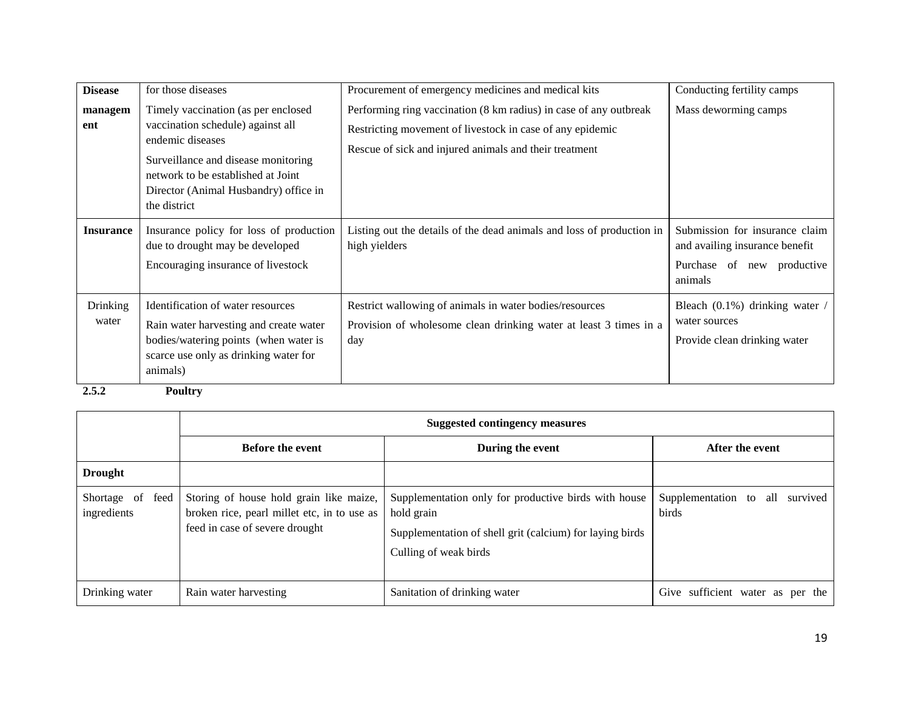| | | | |
|---|---|---|---|
| **Disease management** | for those diseases<br>Timely vaccination (as per enclosed vaccination schedule) against all endemic diseases<br>Surveillance and disease monitoring network to be established at Joint Director (Animal Husbandry) office in the district | Procurement of emergency medicines and medical kits<br>Performing ring vaccination (8 km radius) in case of any outbreak<br>Restricting movement of livestock in case of any epidemic<br>Rescue of sick and injured animals and their treatment | Conducting fertility camps<br>Mass deworming camps |
| **Insurance** | Insurance policy for loss of production due to drought may be developed<br>Encouraging insurance of livestock | Listing out the details of the dead animals and loss of production in high yielders | Submission for insurance claim and availing insurance benefit<br>Purchase of new productive animals |
| Drinking water | Identification of water resources<br>Rain water harvesting and create water bodies/watering points (when water is scarce use only as drinking water for animals) | Restrict wallowing of animals in water bodies/resources<br>Provision of wholesome clean drinking water at least 3 times in a day | Bleach (0.1%) drinking water / water sources<br>Provide clean drinking water |

**2.5.2 Poultry**

| | Suggested contingency measures | | |
|---|---|---|---|
| | **Before the event** | **During the event** | **After the event** |
| **Drought** | | | |
| Shortage of feed ingredients | Storing of house hold grain like maize, broken rice, pearl millet etc, in to use as feed in case of severe drought | Supplementation only for productive birds with house hold grain<br>Supplementation of shell grit (calcium) for laying birds<br>Culling of weak birds | Supplementation to all survived birds |
| Drinking water | Rain water harvesting | Sanitation of drinking water | Give sufficient water as per the |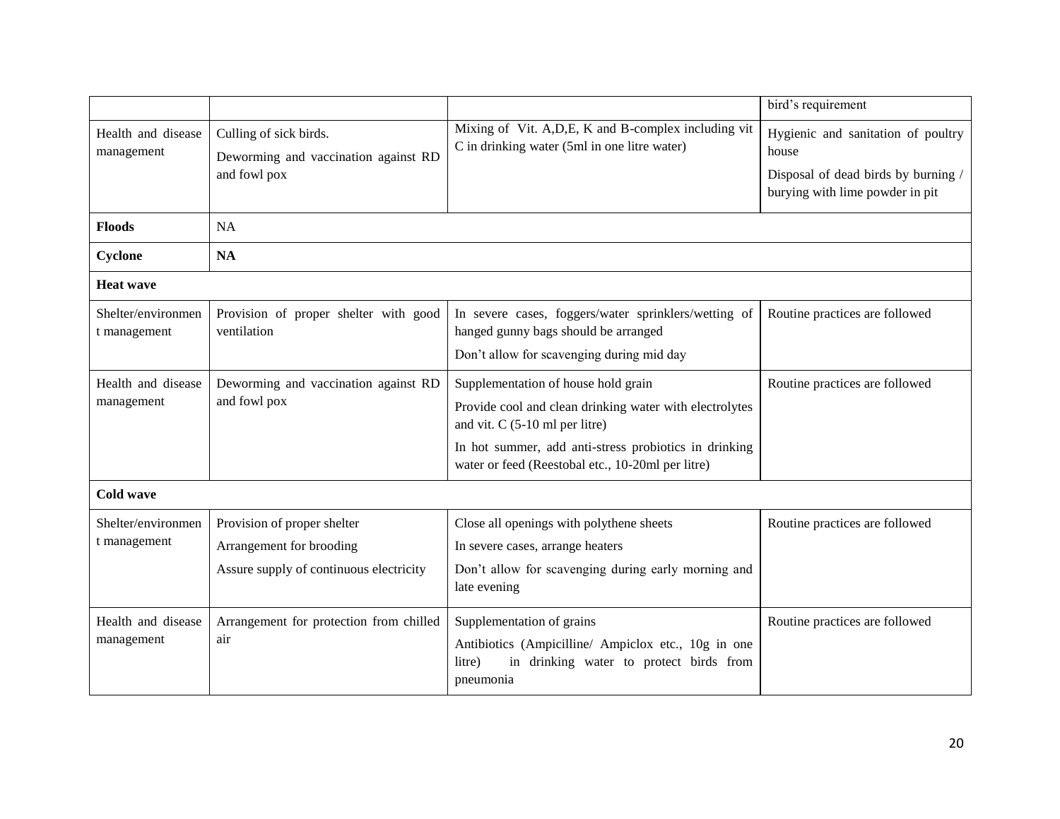| | | | |
|---|---|---|---|
| | | | bird's requirement |
| Health and disease management | Culling of sick birds.<br>Deworming and vaccination against RD and fowl pox | Mixing of Vit. A,D,E, K and B-complex including vit C in drinking water (5ml in one litre water) | Hygienic and sanitation of poultry house<br>Disposal of dead birds by burning / burying with lime powder in pit |
| **Floods** | NA | | |
| **Cyclone** | **NA** | | |
| **Heat wave** | | | |
| Shelter/environment management | Provision of proper shelter with good ventilation | In severe cases, foggers/water sprinklers/wetting of hanged gunny bags should be arranged<br>Don't allow for scavenging during mid day | Routine practices are followed |
| Health and disease management | Deworming and vaccination against RD and fowl pox | Supplementation of house hold grain<br>Provide cool and clean drinking water with electrolytes and vit. C (5-10 ml per litre)<br>In hot summer, add anti-stress probiotics in drinking water or feed (Reestobal etc., 10-20ml per litre) | Routine practices are followed |
| **Cold wave** | | | |
| Shelter/environment management | Provision of proper shelter<br>Arrangement for brooding<br>Assure supply of continuous electricity | Close all openings with polythene sheets<br>In severe cases, arrange heaters<br>Don't allow for scavenging during early morning and late evening | Routine practices are followed |
| Health and disease management | Arrangement for protection from chilled air | Supplementation of grains<br>Antibiotics (Ampicilline/ Ampiclox etc., 10g in one litre) in drinking water to protect birds from pneumonia | Routine practices are followed |